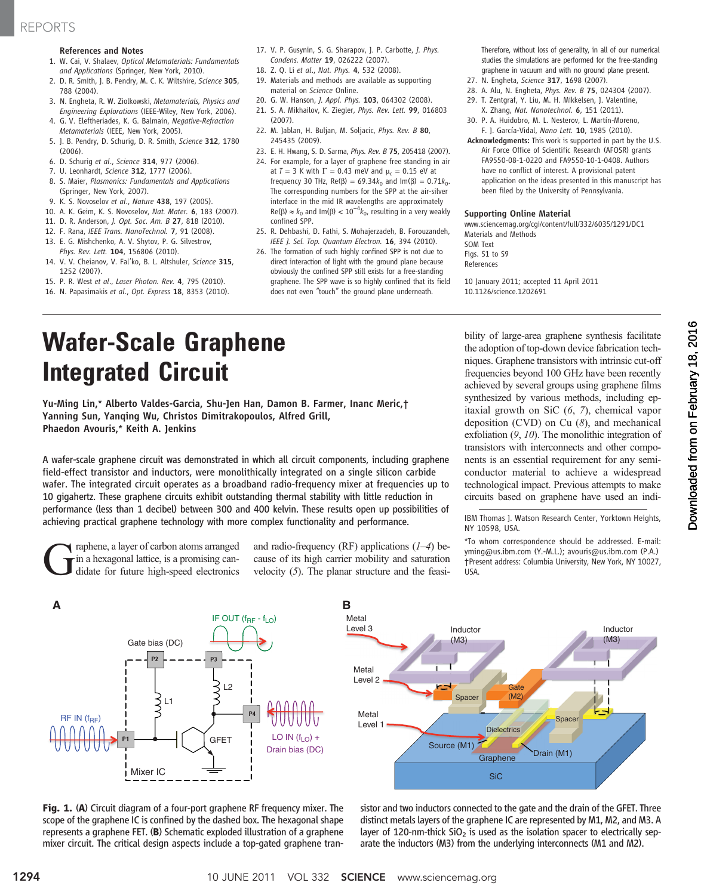## References and Notes

1. W. Cai, V. Shalaev, *Optical Metamaterials: Fundamentals and Applications* (Springer, New York, 2010).
2. D. R. Smith, J. B. Pendry, M. C. K. Wiltshire, *Science* **305**, 788 (2004).
3. N. Engheta, R. W. Ziolkowski, *Metamaterials, Physics and Engineering Explorations* (IEEE-Wiley, New York, 2006).
4. G. V. Eleftheriades, K. G. Balmain, *Negative-Refraction Metamaterials* (IEEE, New York, 2005).
5. J. B. Pendry, D. Schurig, D. R. Smith, *Science* **312**, 1780 (2006).
6. D. Schurig *et al.*, *Science* **314**, 977 (2006).
7. U. Leonhardt, *Science* **312**, 1777 (2006).
8. S. Maier, *Plasmonics: Fundamentals and Applications* (Springer, New York, 2007).
9. K. S. Novoselov *et al.*, *Nature* **438**, 197 (2005).
10. A. K. Geim, K. S. Novoselov, *Nat. Mater.* **6**, 183 (2007).
11. D. R. Anderson, *J. Opt. Soc. Am. B* **27**, 818 (2010).
12. F. Rana, *IEEE Trans. NanoTechnol.* **7**, 91 (2008).
13. E. G. Mishchenko, A. V. Shytov, P. G. Silvestrov, *Phys. Rev. Lett.* **104**, 156806 (2010).
14. V. V. Cheianov, V. Fal'ko, B. L. Altshuler, *Science* **315**, 1252 (2007).
15. P. R. West *et al.*, *Laser Photon. Rev.* **4**, 795 (2010).
16. N. Papasimakis *et al.*, *Opt. Express* **18**, 8353 (2010).
17. V. P. Gusynin, S. G. Sharapov, J. P. Carbotte, *J. Phys. Condens. Matter* **19**, 026222 (2007).
18. Z. Q. Li *et al.*, *Nat. Phys.* **4**, 532 (2008).
19. Materials and methods are available as supporting material on *Science* Online.
20. G. W. Hanson, *J. Appl. Phys.* **103**, 064302 (2008).
21. S. A. Mikhailov, K. Ziegler, *Phys. Rev. Lett.* **99**, 016803 (2007).
22. M. Jablan, H. Buljan, M. Soljacic, *Phys. Rev. B* **80**, 245435 (2009).
23. E. H. Hwang, S. D. Sarma, *Phys. Rev. B* **75**, 205418 (2007).
24. For example, for a layer of graphene free standing in air at $T = 3$ K with $\Gamma = 0.43$ meV and $\mu_c = 0.15$ eV at frequency 30 THz, $\mathrm{Re}(\beta) = 69.34k_0$ and $\mathrm{Im}(\beta) = 0.71k_0$. The corresponding numbers for the SPP at the air-silver interface in the mid IR wavelengths are approximately $\mathrm{Re}(\beta) \approx k_0$ and $\mathrm{Im}(\beta) < 10^{-4}k_0$, resulting in a very weakly confined SPP.
25. R. Dehbashi, D. Fathi, S. Mohajerzadeh, B. Forouzandeh, *IEEE J. Sel. Top. Quantum Electron.* **16**, 394 (2010).
26. The formation of such highly confined SPP is not due to direct interaction of light with the ground plane because obviously the confined SPP still exists for a free-standing graphene. The SPP wave is so highly confined that its field does not even "touch" the ground plane underneath. Therefore, without loss of generality, in all of our numerical studies the simulations are performed for the free-standing graphene in vacuum and with no ground plane present.
27. N. Engheta, *Science* **317**, 1698 (2007).
28. A. Alu, N. Engheta, *Phys. Rev. B* **75**, 024304 (2007).
29. T. Zentgraf, Y. Liu, M. H. Mikkelsen, J. Valentine, X. Zhang, *Nat. Nanotechnol.* **6**, 151 (2011).
30. P. A. Huidobro, M. L. Nesterov, L. Martín-Moreno, F. J. García-Vidal, *Nano Lett.* **10**, 1985 (2010).

**Acknowledgments:** This work is supported in part by the U.S. Air Force Office of Scientific Research (AFOSR) grants FA9550-08-1-0220 and FA9550-10-1-0408. Authors have no conflict of interest. A provisional patent application on the ideas presented in this manuscript has been filed by the University of Pennsylvania.

### Supporting Online Material

www.sciencemag.org/cgi/content/full/332/6035/1291/DC1
Materials and Methods
SOM Text
Figs. S1 to S9
References

10 January 2011; accepted 11 April 2011
10.1126/science.1202691

# Wafer-Scale Graphene Integrated Circuit

**Yu-Ming Lin,\* Alberto Valdes-Garcia, Shu-Jen Han, Damon B. Farmer, Inanc Meric,† Yanning Sun, Yanqing Wu, Christos Dimitrakopoulos, Alfred Grill, Phaedon Avouris,\* Keith A. Jenkins**

A wafer-scale graphene circuit was demonstrated in which all circuit components, including graphene field-effect transistor and inductors, were monolithically integrated on a single silicon carbide wafer. The integrated circuit operates as a broadband radio-frequency mixer at frequencies up to 10 gigahertz. These graphene circuits exhibit outstanding thermal stability with little reduction in performance (less than 1 decibel) between 300 and 400 kelvin. These results open up possibilities of achieving practical graphene technology with more complex functionality and performance.

Graphene, a layer of carbon atoms arranged in a hexagonal lattice, is a promising candidate for future high-speed electronics and radio-frequency (RF) applications (*1*–*4*) because of its high carrier mobility and saturation velocity (*5*). The planar structure and the feasibility of large-area graphene synthesis facilitate the adoption of top-down device fabrication techniques. Graphene transistors with intrinsic cut-off frequencies beyond 100 GHz have been recently achieved by several groups using graphene films synthesized by various methods, including epitaxial growth on SiC (*6*, *7*), chemical vapor deposition (CVD) on Cu (*8*), and mechanical exfoliation (*9*, *10*). The monolithic integration of transistors with interconnects and other components is an essential requirement for any semiconductor material to achieve a widespread technological impact. Previous attempts to make circuits based on graphene have used an indi-

IBM Thomas J. Watson Research Center, Yorktown Heights, NY 10598, USA.

\*To whom correspondence should be addressed. E-mail: yming@us.ibm.com (Y.-M.L.); avouris@us.ibm.com (P.A.)
†Present address: Columbia University, New York, NY 10027, USA.

**Fig. 1.** (**A**) Circuit diagram of a four-port graphene RF frequency mixer. The scope of the graphene IC is confined by the dashed box. The hexagonal shape represents a graphene FET. (**B**) Schematic exploded illustration of a graphene mixer circuit. The critical design aspects include a top-gated graphene transistor and two inductors connected to the gate and the drain of the GFET. Three distinct metals layers of the graphene IC are represented by M1, M2, and M3. A layer of 120-nm-thick $SiO_2$ is used as the isolation spacer to electrically separate the inductors (M3) from the underlying interconnects (M1 and M2).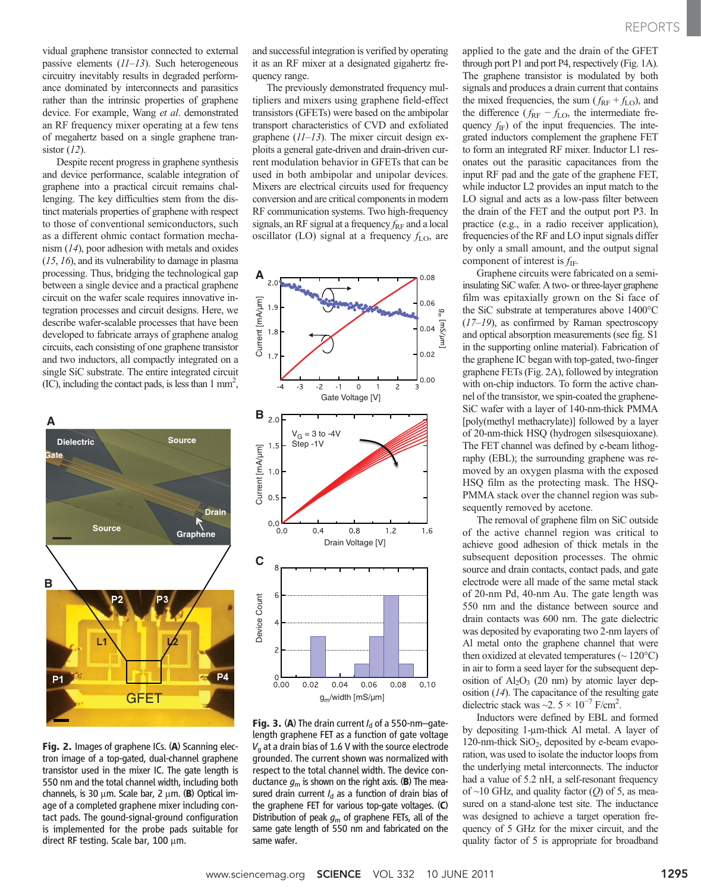vidual graphene transistor connected to external passive elements (*11*–*13*). Such heterogeneous circuitry inevitably results in degraded performance dominated by interconnects and parasitics rather than the intrinsic properties of graphene device. For example, Wang *et al.* demonstrated an RF frequency mixer operating at a few tens of megahertz based on a single graphene transistor (*12*).

Despite recent progress in graphene synthesis and device performance, scalable integration of graphene into a practical circuit remains challenging. The key difficulties stem from the distinct materials properties of graphene with respect to those of conventional semiconductors, such as a different ohmic contact formation mechanism (*14*), poor adhesion with metals and oxides (*15*, *16*), and its vulnerability to damage in plasma processing. Thus, bridging the technological gap between a single device and a practical graphene circuit on the wafer scale requires innovative integration processes and circuit designs. Here, we describe wafer-scalable processes that have been developed to fabricate arrays of graphene analog circuits, each consisting of one graphene transistor and two inductors, all compactly integrated on a single SiC substrate. The entire integrated circuit (IC), including the contact pads, is less than 1 $mm^2$, and successful integration is verified by operating it as an RF mixer at a designated gigahertz frequency range.

The previously demonstrated frequency multipliers and mixers using graphene field-effect transistors (GFETs) were based on the ambipolar transport characteristics of CVD and exfoliated graphene (*11*–*13*). The mixer circuit design exploits a general gate-driven and drain-driven current modulation behavior in GFETs that can be used in both ambipolar and unipolar devices. Mixers are electrical circuits used for frequency conversion and are critical components in modern RF communication systems. Two high-frequency signals, an RF signal at a frequency $f_{RF}$ and a local oscillator (LO) signal at a frequency $f_{LO}$, are applied to the gate and the drain of the GFET through port P1 and port P4, respectively (Fig. 1A). The graphene transistor is modulated by both signals and produces a drain current that contains the mixed frequencies, the sum ($f_{RF} + f_{LO}$), and the difference ($f_{RF} - f_{LO}$, the intermediate frequency $f_{IF}$) of the input frequencies. The integrated inductors complement the graphene FET to form an integrated RF mixer. Inductor L1 resonates out the parasitic capacitances from the input RF pad and the gate of the graphene FET, while inductor L2 provides an input match to the LO signal and acts as a low-pass filter between the drain of the FET and the output port P3. In practice (e.g., in a radio receiver application), frequencies of the RF and LO input signals differ by only a small amount, and the output signal component of interest is $f_{IF}$.

Graphene circuits were fabricated on a semi-insulating SiC wafer. A two- or three-layer graphene film was epitaxially grown on the Si face of the SiC substrate at temperatures above 1400°C (*17*–*19*), as confirmed by Raman spectroscopy and optical absorption measurements (see fig. S1 in the supporting online material). Fabrication of the graphene IC began with top-gated, two-finger graphene FETs (Fig. 2A), followed by integration with on-chip inductors. To form the active channel of the transistor, we spin-coated the graphene-SiC wafer with a layer of 140-nm-thick PMMA [poly(methyl methacrylate)] followed by a layer of 20-nm-thick HSQ (hydrogen silsesquioxane). The FET channel was defined by e-beam lithography (EBL); the surrounding graphene was removed by an oxygen plasma with the exposed HSQ film as the protecting mask. The HSQ-PMMA stack over the channel region was subsequently removed by acetone.

The removal of graphene film on SiC outside of the active channel region was critical to achieve good adhesion of thick metals in the subsequent deposition processes. The ohmic source and drain contacts, contact pads, and gate electrode were all made of the same metal stack of 20-nm Pd, 40-nm Au. The gate length was 550 nm and the distance between source and drain contacts was 600 nm. The gate dielectric was deposited by evaporating two 2-nm layers of Al metal onto the graphene channel that were then oxidized at elevated temperatures (~ 120°C) in air to form a seed layer for the subsequent deposition of $Al_2O_3$ (20 nm) by atomic layer deposition (*14*). The capacitance of the resulting gate dielectric stack was ~2. 5 × $10^{-7}$ F/$cm^2$.

Inductors were defined by EBL and formed by depositing 1-μm-thick Al metal. A layer of 120-nm-thick $SiO_2$, deposited by e-beam evaporation, was used to isolate the inductor loops from the underlying metal interconnects. The inductor had a value of 5.2 nH, a self-resonant frequency of ~10 GHz, and quality factor (*Q*) of 5, as measured on a stand-alone test site. The inductance was designed to achieve a target operation frequency of 5 GHz for the mixer circuit, and the quality factor of 5 is appropriate for broadband

**Fig. 2.** Images of graphene ICs. (**A**) Scanning electron image of a top-gated, dual-channel graphene transistor used in the mixer IC. The gate length is 550 nm and the total channel width, including both channels, is 30 μm. Scale bar, 2 μm. (**B**) Optical image of a completed graphene mixer including contact pads. The gound-signal-ground configuration is implemented for the probe pads suitable for direct RF testing. Scale bar, 100 μm.

**Fig. 3.** (**A**) The drain current $I_d$ of a 550-nm–gate-length graphene FET as a function of gate voltage $V_g$ at a drain bias of 1.6 V with the source electrode grounded. The current shown was normalized with respect to the total channel width. The device conductance $g_m$ is shown on the right axis. (**B**) The measured drain current $I_d$ as a function of drain bias of the graphene FET for various top-gate voltages. (**C**) Distribution of peak $g_m$ of graphene FETs, all of the same gate length of 550 nm and fabricated on the same wafer.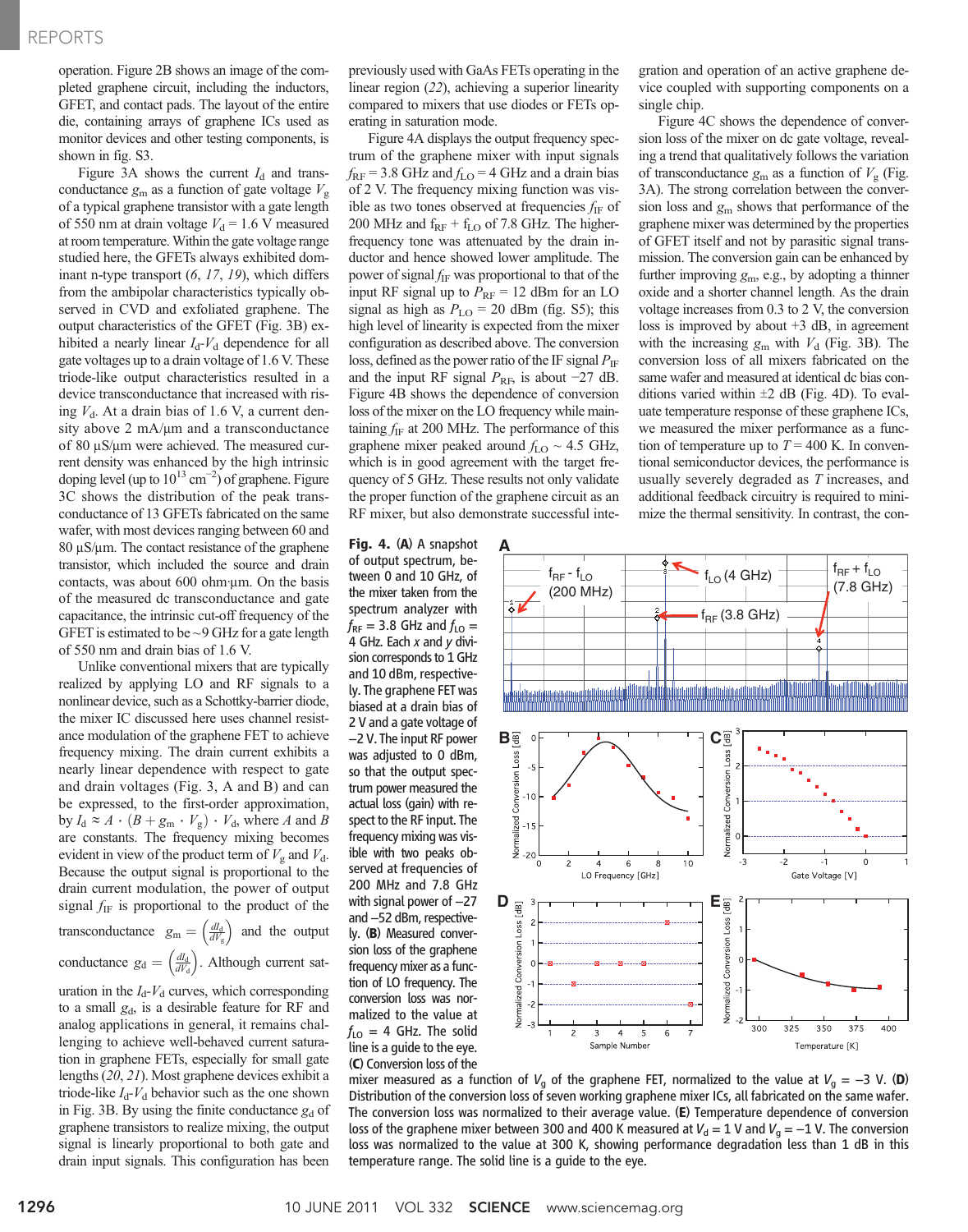operation. Figure 2B shows an image of the completed graphene circuit, including the inductors, GFET, and contact pads. The layout of the entire die, containing arrays of graphene ICs used as monitor devices and other testing components, is shown in fig. S3.

Figure 3A shows the current $I_d$ and transconductance $g_m$ as a function of gate voltage $V_g$ of a typical graphene transistor with a gate length of 550 nm at drain voltage $V_d$ = 1.6 V measured at room temperature. Within the gate voltage range studied here, the GFETs always exhibited dominant n-type transport (*6*, *17*, *19*), which differs from the ambipolar characteristics typically observed in CVD and exfoliated graphene. The output characteristics of the GFET (Fig. 3B) exhibited a nearly linear $I_d$-$V_d$ dependence for all gate voltages up to a drain voltage of 1.6 V. These triode-like output characteristics resulted in a device transconductance that increased with increasing $V_d$. At a drain bias of 1.6 V, a current density above 2 mA/μm and a transconductance of 80 μS/μm were achieved. The measured current density was enhanced by the high intrinsic doping level (up to $10^{13}$ $cm^{-2}$) of graphene. Figure 3C shows the distribution of the peak transconductance of 13 GFETs fabricated on the same wafer, with most devices ranging between 60 and 80 μS/μm. The contact resistance of the graphene transistor, which included the source and drain contacts, was about 600 ohm·μm. On the basis of the measured dc transconductance and gate capacitance, the intrinsic cut-off frequency of the GFET is estimated to be ~9 GHz for a gate length of 550 nm and drain bias of 1.6 V.

Unlike conventional mixers that are typically realized by applying LO and RF signals to a nonlinear device, such as a Schottky-barrier diode, the mixer IC discussed here uses channel resistance modulation of the graphene FET to achieve frequency mixing. The drain current exhibits a nearly linear dependence with respect to gate and drain voltages (Fig. 3, A and B) and can be expressed, to the first-order approximation, by $I_d \approx A \cdot (B + g_m \cdot V_g) \cdot V_d$, where $A$ and $B$ are constants. The frequency mixing becomes evident in view of the product term of $V_g$ and $V_d$. Because the output signal is proportional to the drain current modulation, the power of output signal $f_{IF}$ is proportional to the product of the transconductance $g_m = \left(\frac{dI_d}{dV_g}\right)$ and the output conductance $g_d = \left(\frac{dI_d}{dV_d}\right)$. Although current saturation in the $I_d$-$V_d$ curves, which corresponding to a small $g_d$, is a desirable feature for RF and analog applications in general, it remains challenging to achieve well-behaved current saturation in graphene FETs, especially for small gate lengths (*20*, *21*). Most graphene devices exhibit a triode-like $I_d$-$V_d$ behavior such as the one shown in Fig. 3B. By using the finite conductance $g_d$ of graphene transistors to realize mixing, the output signal is linearly proportional to both gate and drain input signals. This configuration has been previously used with GaAs FETs operating in the linear region (*22*), achieving a superior linearity compared to mixers that use diodes or FETs operating in saturation mode.

Figure 4A displays the output frequency spectrum of the graphene mixer with input signals $f_{RF}$ = 3.8 GHz and $f_{LO}$ = 4 GHz and a drain bias of 2 V. The frequency mixing function was visible as two tones observed at frequencies $f_{IF}$ of 200 MHz and $f_{RF} + f_{LO}$ of 7.8 GHz. The higher-frequency tone was attenuated by the drain inductor and hence showed lower amplitude. The power of signal $f_{IF}$ was proportional to that of the input RF signal up to $P_{RF}$ = 12 dBm for an LO signal as high as $P_{LO}$ = 20 dBm (fig. S5); this high level of linearity is expected from the mixer configuration as described above. The conversion loss, defined as the power ratio of the IF signal $P_{IF}$ and the input RF signal $P_{RF}$, is about −27 dB. Figure 4B shows the dependence of conversion loss of the mixer on the LO frequency while maintaining $f_{IF}$ at 200 MHz. The performance of this graphene mixer peaked around $f_{LO}$ ~ 4.5 GHz, which is in good agreement with the target frequency of 5 GHz. These results not only validate the proper function of the graphene circuit as an RF mixer, but also demonstrate successful integration and operation of an active graphene device coupled with supporting components on a single chip.

Figure 4C shows the dependence of conversion loss of the mixer on dc gate voltage, revealing a trend that qualitatively follows the variation of transconductance $g_m$ as a function of $V_g$ (Fig. 3A). The strong correlation between the conversion loss and $g_m$ shows that performance of the graphene mixer was determined by the properties of GFET itself and not by parasitic signal transmission. The conversion gain can be enhanced by further improving $g_m$, e.g., by adopting a thinner oxide and a shorter channel length. As the drain voltage increases from 0.3 to 2 V, the conversion loss is improved by about +3 dB, in agreement with the increasing $g_m$ with $V_d$ (Fig. 3B). The conversion loss of all mixers fabricated on the same wafer and measured at identical dc bias conditions varied within ±2 dB (Fig. 4D). To evaluate temperature response of these graphene ICs, we measured the mixer performance as a function of temperature up to $T$ = 400 K. In conventional semiconductor devices, the performance is usually severely degraded as $T$ increases, and additional feedback circuitry is required to minimize the thermal sensitivity. In contrast, the con-

**Fig. 4.** (**A**) A snapshot of output spectrum, between 0 and 10 GHz, of the mixer taken from the spectrum analyzer with $f_{RF}$ = 3.8 GHz and $f_{LO}$ = 4 GHz. Each *x* and *y* division corresponds to 1 GHz and 10 dBm, respectively. The graphene FET was biased at a drain bias of 2 V and a gate voltage of −2 V. The input RF power was adjusted to 0 dBm, so that the output spectrum power measured the actual loss (gain) with respect to the RF input. The frequency mixing was visible with two peaks observed at frequencies of 200 MHz and 7.8 GHz with signal power of −27 and −52 dBm, respectively. (**B**) Measured conversion loss of the graphene frequency mixer as a function of LO frequency. The conversion loss was normalized to the value at $f_{LO}$ = 4 GHz. The solid line is a guide to the eye. (**C**) Conversion loss of the mixer measured as a function of $V_g$ of the graphene FET, normalized to the value at $V_g$ = −3 V. (**D**) Distribution of the conversion loss of seven working graphene mixer ICs, all fabricated on the same wafer. The conversion loss was normalized to their average value. (**E**) Temperature dependence of conversion loss of the graphene mixer between 300 and 400 K measured at $V_d$ = 1 V and $V_g$ = −1 V. The conversion loss was normalized to the value at 300 K, showing performance degradation less than 1 dB in this temperature range. The solid line is a guide to the eye.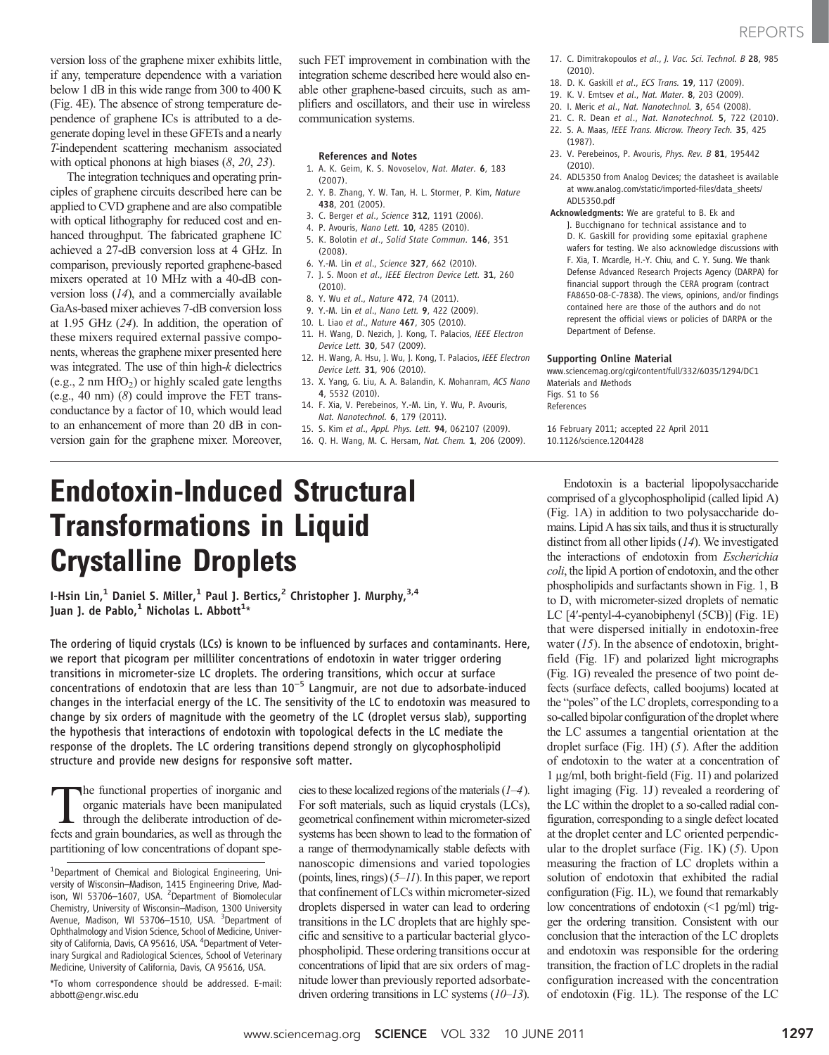version loss of the graphene mixer exhibits little, if any, temperature dependence with a variation below 1 dB in this wide range from 300 to 400 K (Fig. 4E). The absence of strong temperature dependence of graphene ICs is attributed to a degenerate doping level in these GFETs and a nearly $T$-independent scattering mechanism associated with optical phonons at high biases (8, 20, 23).

The integration techniques and operating principles of graphene circuits described here can be applied to CVD graphene and are also compatible with optical lithography for reduced cost and enhanced throughput. The fabricated graphene IC achieved a 27-dB conversion loss at 4 GHz. In comparison, previously reported graphene-based mixers operated at 10 MHz with a 40-dB conversion loss (14), and a commercially available GaAs-based mixer achieves 7-dB conversion loss at 1.95 GHz (24). In addition, the operation of these mixers required external passive components, whereas the graphene mixer presented here was integrated. The use of thin high-$k$ dielectrics (e.g., 2 nm $HfO_2$) or highly scaled gate lengths (e.g., 40 nm) (8) could improve the FET transconductance by a factor of 10, which would lead to an enhancement of more than 20 dB in conversion gain for the graphene mixer. Moreover, such FET improvement in combination with the integration scheme described here would also enable other graphene-based circuits, such as amplifiers and oscillators, and their use in wireless communication systems.

### References and Notes

1. A. K. Geim, K. S. Novoselov, *Nat. Mater.* **6**, 183 (2007).
2. Y. B. Zhang, Y. W. Tan, H. L. Stormer, P. Kim, *Nature* **438**, 201 (2005).
3. C. Berger *et al.*, *Science* **312**, 1191 (2006).
4. P. Avouris, *Nano Lett.* **10**, 4285 (2010).
5. K. Bolotin *et al.*, *Solid State Commun.* **146**, 351 (2008).
6. Y.-M. Lin *et al.*, *Science* **327**, 662 (2010).
7. J. S. Moon *et al.*, *IEEE Electron Device Lett.* **31**, 260 (2010).
8. Y. Wu *et al.*, *Nature* **472**, 74 (2011).
9. Y.-M. Lin *et al.*, *Nano Lett.* **9**, 422 (2009).
10. L. Liao *et al.*, *Nature* **467**, 305 (2010).
11. H. Wang, D. Nezich, J. Kong, T. Palacios, *IEEE Electron Device Lett.* **30**, 547 (2009).
12. H. Wang, A. Hsu, J. Wu, J. Kong, T. Palacios, *IEEE Electron Device Lett.* **31**, 906 (2010).
13. X. Yang, G. Liu, A. A. Balandin, K. Mohanram, *ACS Nano* **4**, 5532 (2010).
14. F. Xia, V. Perebeinos, Y.-M. Lin, Y. Wu, P. Avouris, *Nat. Nanotechnol.* **6**, 179 (2011).
15. S. Kim *et al.*, *Appl. Phys. Lett.* **94**, 062107 (2009).
16. Q. H. Wang, M. C. Hersam, *Nat. Chem.* **1**, 206 (2009).
17. C. Dimitrakopoulos *et al.*, *J. Vac. Sci. Technol. B* **28**, 985 (2010).
18. D. K. Gaskill *et al.*, *ECS Trans.* **19**, 117 (2009).
19. K. V. Emtsev *et al.*, *Nat. Mater.* **8**, 203 (2009).
20. I. Meric *et al.*, *Nat. Nanotechnol.* **3**, 654 (2008).
21. C. R. Dean *et al.*, *Nat. Nanotechnol.* **5**, 722 (2010).
22. S. A. Maas, *IEEE Trans. Microw. Theory Tech.* **35**, 425 (1987).
23. V. Perebeinos, P. Avouris, *Phys. Rev. B* **81**, 195442 (2010).
24. ADL5350 from Analog Devices; the datasheet is available at www.analog.com/static/imported-files/data_sheets/ADL5350.pdf

**Acknowledgments:** We are grateful to B. Ek and J. Bucchignano for technical assistance and to D. K. Gaskill for providing some epitaxial graphene wafers for testing. We also acknowledge discussions with F. Xia, T. Mcardle, H.-Y. Chiu, and C. Y. Sung. We thank Defense Advanced Research Projects Agency (DARPA) for financial support through the CERA program (contract FA8650-08-C-7838). The views, opinions, and/or findings contained here are those of the authors and do not represent the official views or policies of DARPA or the Department of Defense.

### Supporting Online Material

www.sciencemag.org/cgi/content/full/332/6035/1294/DC1
Materials and Methods
Figs. S1 to S6
References

16 February 2011; accepted 22 April 2011
10.1126/science.1204428

# Endotoxin-Induced Structural Transformations in Liquid Crystalline Droplets

I-Hsin Lin,[1] Daniel S. Miller,[1] Paul J. Bertics,[2] Christopher J. Murphy,[3,4] Juan J. de Pablo,[1] Nicholas L. Abbott[1]*

**The ordering of liquid crystals (LCs) is known to be influenced by surfaces and contaminants. Here, we report that picogram per milliliter concentrations of endotoxin in water trigger ordering transitions in micrometer-size LC droplets. The ordering transitions, which occur at surface concentrations of endotoxin that are less than $10^{-5}$ Langmuir, are not due to adsorbate-induced changes in the interfacial energy of the LC. The sensitivity of the LC to endotoxin was measured to change by six orders of magnitude with the geometry of the LC (droplet versus slab), supporting the hypothesis that interactions of endotoxin with topological defects in the LC mediate the response of the droplets. The LC ordering transitions depend strongly on glycophospholipid structure and provide new designs for responsive soft matter.**

The functional properties of inorganic and organic materials have been manipulated through the deliberate introduction of defects and grain boundaries, as well as through the partitioning of low concentrations of dopant species to these localized regions of the materials (1–4). For soft materials, such as liquid crystals (LCs), geometrical confinement within micrometer-sized systems has been shown to lead to the formation of a range of thermodynamically stable defects with nanoscopic dimensions and varied topologies (points, lines, rings) (5–11). In this paper, we report that confinement of LCs within micrometer-sized droplets dispersed in water can lead to ordering transitions in the LC droplets that are highly specific and sensitive to a particular bacterial glycophospholipid. These ordering transitions occur at concentrations of lipid that are six orders of magnitude lower than previously reported adsorbate-driven ordering transitions in LC systems (10–13).

Endotoxin is a bacterial lipopolysaccharide comprised of a glycophospholipid (called lipid A) (Fig. 1A) in addition to two polysaccharide domains. Lipid A has six tails, and thus it is structurally distinct from all other lipids (14). We investigated the interactions of endotoxin from *Escherichia coli*, the lipid A portion of endotoxin, and the other phospholipids and surfactants shown in Fig. 1, B to D, with micrometer-sized droplets of nematic LC [4′-pentyl-4-cyanobiphenyl (5CB)] (Fig. 1E) that were dispersed initially in endotoxin-free water (15). In the absence of endotoxin, bright-field (Fig. 1F) and polarized light micrographs (Fig. 1G) revealed the presence of two point defects (surface defects, called boojums) located at the "poles" of the LC droplets, corresponding to a so-called bipolar configuration of the droplet where the LC assumes a tangential orientation at the droplet surface (Fig. 1H) (5). After the addition of endotoxin to the water at a concentration of 1 μg/ml, both bright-field (Fig. 1I) and polarized light imaging (Fig. 1J) revealed a reordering of the LC within the droplet to a so-called radial configuration, corresponding to a single defect located at the droplet center and LC oriented perpendicular to the droplet surface (Fig. 1K) (5). Upon measuring the fraction of LC droplets within a solution of endotoxin that exhibited the radial configuration (Fig. 1L), we found that remarkably low concentrations of endotoxin (<1 pg/ml) trigger the ordering transition. Consistent with our conclusion that the interaction of the LC droplets and endotoxin was responsible for the ordering transition, the fraction of LC droplets in the radial configuration increased with the concentration of endotoxin (Fig. 1L). The response of the LC

---

[1] Department of Chemical and Biological Engineering, University of Wisconsin–Madison, 1415 Engineering Drive, Madison, WI 53706–1607, USA. [2] Department of Biomolecular Chemistry, University of Wisconsin–Madison, 1300 University Avenue, Madison, WI 53706–1510, USA. [3] Department of Ophthalmology and Vision Science, School of Medicine, University of California, Davis, CA 95616, USA. [4] Department of Veterinary Surgical and Radiological Sciences, School of Veterinary Medicine, University of California, Davis, CA 95616, USA.

*To whom correspondence should be addressed. E-mail: abbott@engr.wisc.edu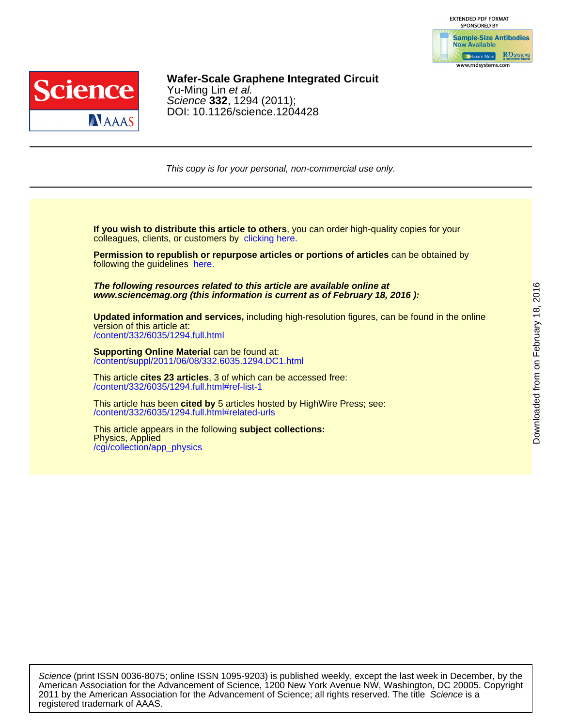# Wafer-Scale Graphene Integrated Circuit

Yu-Ming Lin *et al.*
*Science* **332**, 1294 (2011);
DOI: 10.1126/science.1204428

*This copy is for your personal, non-commercial use only.*

**If you wish to distribute this article to others**, you can order high-quality copies for your colleagues, clients, or customers by clicking here.

**Permission to republish or repurpose articles or portions of articles** can be obtained by following the guidelines here.

***The following resources related to this article are available online at www.sciencemag.org (this information is current as of February 18, 2016 ):***

**Updated information and services,** including high-resolution figures, can be found in the online version of this article at:
/content/332/6035/1294.full.html

**Supporting Online Material** can be found at:
/content/suppl/2011/06/08/332.6035.1294.DC1.html

This article **cites 23 articles**, 3 of which can be accessed free:
/content/332/6035/1294.full.html#ref-list-1

This article has been **cited by** 5 articles hosted by HighWire Press; see:
/content/332/6035/1294.full.html#related-urls

This article appears in the following **subject collections:**
Physics, Applied
/cgi/collection/app_physics

Downloaded from on February 18, 2016

*Science* (print ISSN 0036-8075; online ISSN 1095-9203) is published weekly, except the last week in December, by the American Association for the Advancement of Science, 1200 New York Avenue NW, Washington, DC 20005. Copyright 2011 by the American Association for the Advancement of Science; all rights reserved. The title *Science* is a registered trademark of AAAS.